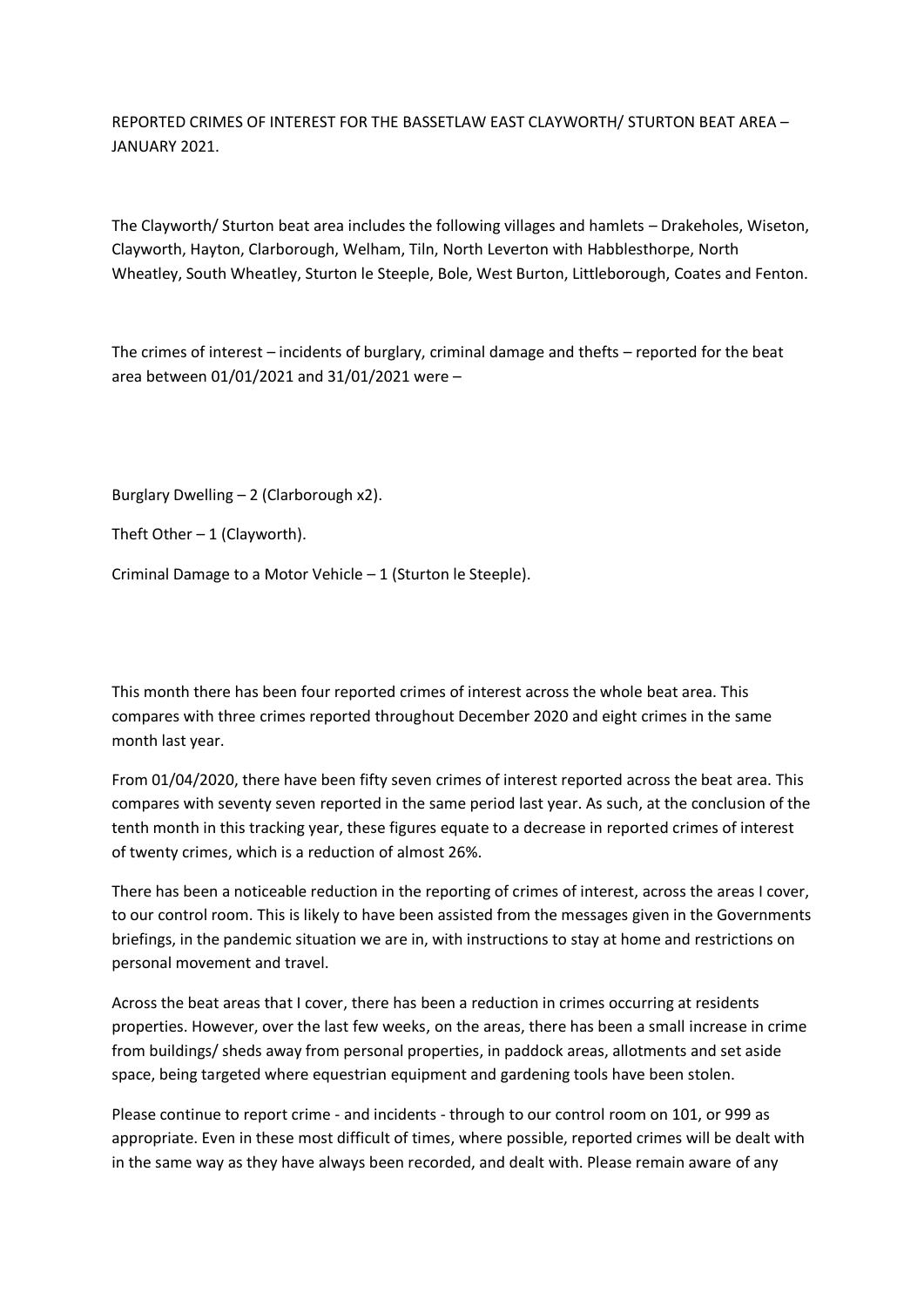REPORTED CRIMES OF INTEREST FOR THE BASSETLAW EAST CLAYWORTH/ STURTON BEAT AREA – JANUARY 2021.

The Clayworth/ Sturton beat area includes the following villages and hamlets – Drakeholes, Wiseton, Clayworth, Hayton, Clarborough, Welham, Tiln, North Leverton with Habblesthorpe, North Wheatley, South Wheatley, Sturton le Steeple, Bole, West Burton, Littleborough, Coates and Fenton.

The crimes of interest – incidents of burglary, criminal damage and thefts – reported for the beat area between 01/01/2021 and 31/01/2021 were –

Burglary Dwelling – 2 (Clarborough x2).

Theft Other – 1 (Clayworth).

Criminal Damage to a Motor Vehicle – 1 (Sturton le Steeple).

This month there has been four reported crimes of interest across the whole beat area. This compares with three crimes reported throughout December 2020 and eight crimes in the same month last year.

From 01/04/2020, there have been fifty seven crimes of interest reported across the beat area. This compares with seventy seven reported in the same period last year. As such, at the conclusion of the tenth month in this tracking year, these figures equate to a decrease in reported crimes of interest of twenty crimes, which is a reduction of almost 26%.

There has been a noticeable reduction in the reporting of crimes of interest, across the areas I cover, to our control room. This is likely to have been assisted from the messages given in the Governments briefings, in the pandemic situation we are in, with instructions to stay at home and restrictions on personal movement and travel.

Across the beat areas that I cover, there has been a reduction in crimes occurring at residents properties. However, over the last few weeks, on the areas, there has been a small increase in crime from buildings/ sheds away from personal properties, in paddock areas, allotments and set aside space, being targeted where equestrian equipment and gardening tools have been stolen.

Please continue to report crime - and incidents - through to our control room on 101, or 999 as appropriate. Even in these most difficult of times, where possible, reported crimes will be dealt with in the same way as they have always been recorded, and dealt with. Please remain aware of any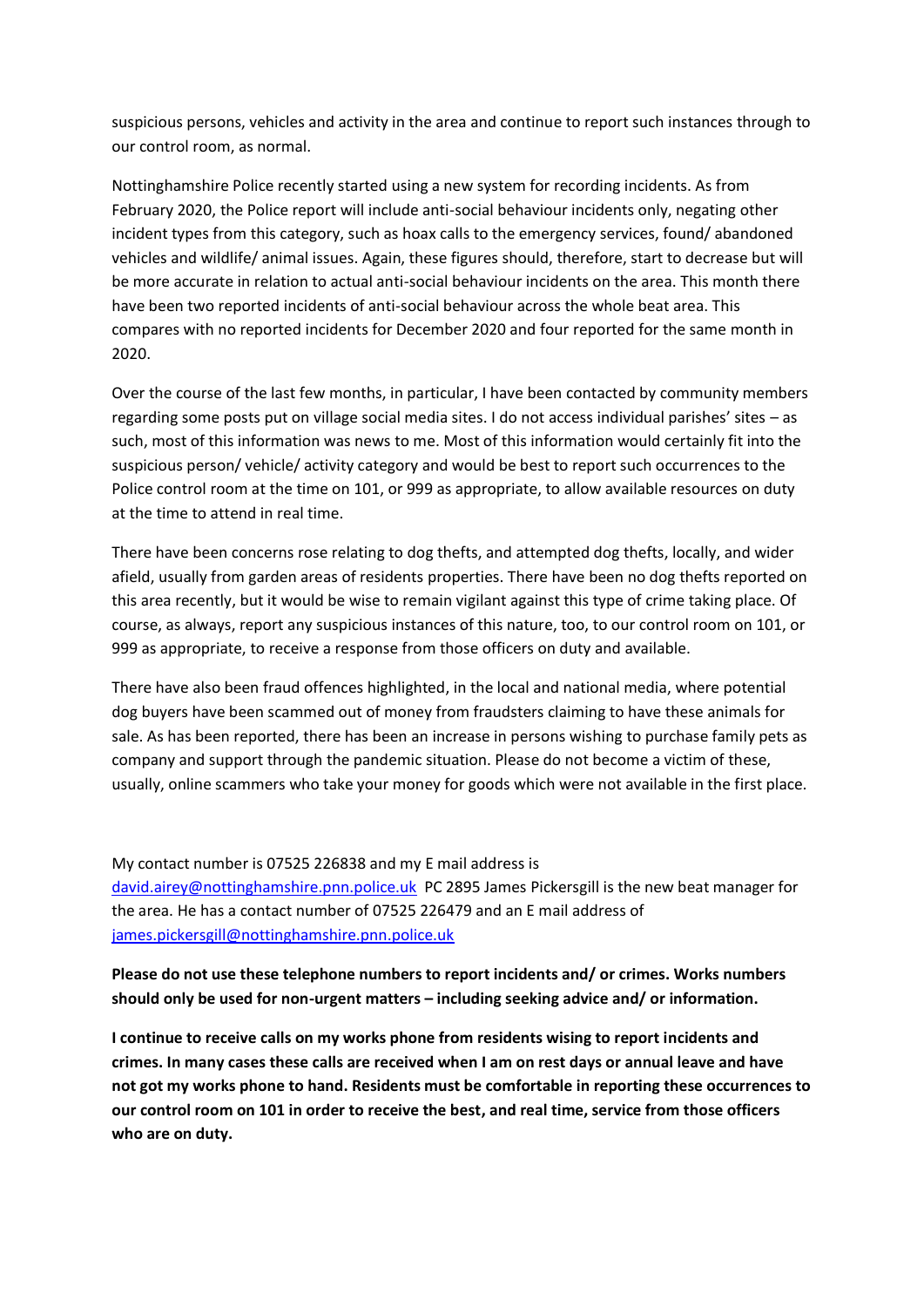suspicious persons, vehicles and activity in the area and continue to report such instances through to our control room, as normal.

Nottinghamshire Police recently started using a new system for recording incidents. As from February 2020, the Police report will include anti-social behaviour incidents only, negating other incident types from this category, such as hoax calls to the emergency services, found/ abandoned vehicles and wildlife/ animal issues. Again, these figures should, therefore, start to decrease but will be more accurate in relation to actual anti-social behaviour incidents on the area. This month there have been two reported incidents of anti-social behaviour across the whole beat area. This compares with no reported incidents for December 2020 and four reported for the same month in 2020.

Over the course of the last few months, in particular, I have been contacted by community members regarding some posts put on village social media sites. I do not access individual parishes' sites – as such, most of this information was news to me. Most of this information would certainly fit into the suspicious person/ vehicle/ activity category and would be best to report such occurrences to the Police control room at the time on 101, or 999 as appropriate, to allow available resources on duty at the time to attend in real time.

There have been concerns rose relating to dog thefts, and attempted dog thefts, locally, and wider afield, usually from garden areas of residents properties. There have been no dog thefts reported on this area recently, but it would be wise to remain vigilant against this type of crime taking place. Of course, as always, report any suspicious instances of this nature, too, to our control room on 101, or 999 as appropriate, to receive a response from those officers on duty and available.

There have also been fraud offences highlighted, in the local and national media, where potential dog buyers have been scammed out of money from fraudsters claiming to have these animals for sale. As has been reported, there has been an increase in persons wishing to purchase family pets as company and support through the pandemic situation. Please do not become a victim of these, usually, online scammers who take your money for goods which were not available in the first place.

My contact number is 07525 226838 and my E mail address is [david.airey@nottinghamshire.pnn.police.uk](mailto:david.airey@nottinghamshire.pnn.police.uk) PC 2895 James Pickersgill is the new beat manager for the area. He has a contact number of 07525 226479 and an E mail address of [james.pickersgill@nottinghamshire.pnn.police.uk](mailto:james.pickersgill@nottinghamshire.pnn.police.uk)

**Please do not use these telephone numbers to report incidents and/ or crimes. Works numbers should only be used for non-urgent matters – including seeking advice and/ or information.**

**I continue to receive calls on my works phone from residents wising to report incidents and crimes. In many cases these calls are received when I am on rest days or annual leave and have not got my works phone to hand. Residents must be comfortable in reporting these occurrences to our control room on 101 in order to receive the best, and real time, service from those officers who are on duty.**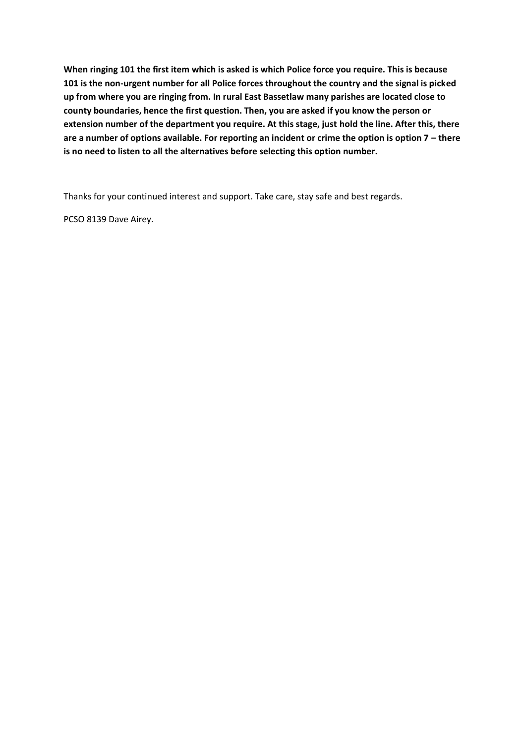**When ringing 101 the first item which is asked is which Police force you require. This is because 101 is the non-urgent number for all Police forces throughout the country and the signal is picked up from where you are ringing from. In rural East Bassetlaw many parishes are located close to county boundaries, hence the first question. Then, you are asked if you know the person or extension number of the department you require. At this stage, just hold the line. After this, there are a number of options available. For reporting an incident or crime the option is option 7 – there is no need to listen to all the alternatives before selecting this option number.**

Thanks for your continued interest and support. Take care, stay safe and best regards.

PCSO 8139 Dave Airey.